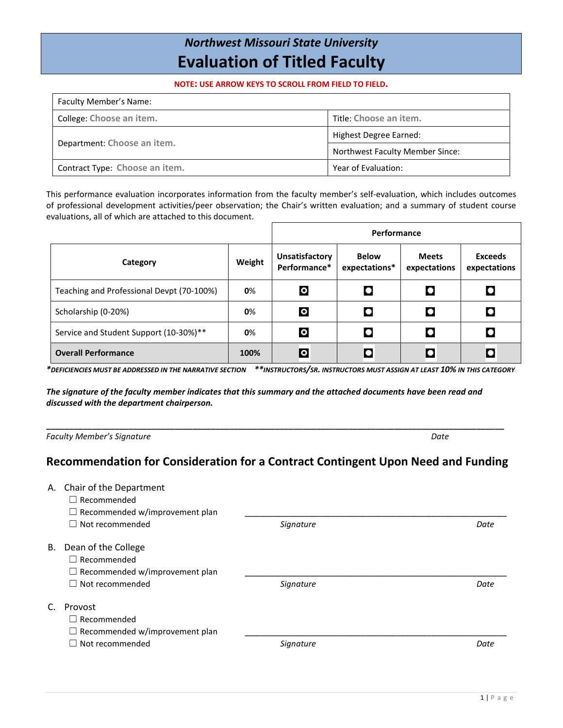# *Northwest Missouri State University*

# Evaluation of Titled Faculty

**NOTE: USE ARROW KEYS TO SCROLL FROM FIELD TO FIELD.**

| Faculty Member's Name: | |
|---|---|
| College: Choose an item. | Title: Choose an item. |
| Department: Choose an item. | Highest Degree Earned: |
| | Northwest Faculty Member Since: |
| Contract Type: Choose an item. | Year of Evaluation: |

This performance evaluation incorporates information from the faculty member's self-evaluation, which includes outcomes of professional development activities/peer observation; the Chair's written evaluation; and a summary of student course evaluations, all of which are attached to this document.

| | | Performance | | | |
|---|---|---|---|---|---|
| **Category** | **Weight** | **Unsatisfactory Performance*** | **Below expectations*** | **Meets expectations** | **Exceeds expectations** |
| Teaching and Professional Devpt (70-100%) | **0**% | ◘ | ◘ | ◘ | ◘ |
| Scholarship (0-20%) | **0**% | ◘ | ◘ | ◘ | ◘ |
| Service and Student Support (10-30%)** | **0**% | ◘ | ◘ | ◘ | ◘ |
| **Overall Performance** | **100%** | ◘ | ◘ | ◘ | ◘ |

****DEFICIENCIES MUST BE ADDRESSED IN THE NARRATIVE SECTION*** &nbsp;&nbsp; ****INSTRUCTORS/SR. INSTRUCTORS MUST ASSIGN AT LEAST 10% IN THIS CATEGORY***

***The signature of the faculty member indicates that this summary and the attached documents have been read and discussed with the department chairperson.***

______________________________________________________________________________

*Faculty Member's Signature* &nbsp;&nbsp;&nbsp;&nbsp;&nbsp;&nbsp;&nbsp;&nbsp;&nbsp;&nbsp;&nbsp;&nbsp;&nbsp;&nbsp;&nbsp;&nbsp;&nbsp;&nbsp;&nbsp;&nbsp;&nbsp;&nbsp;&nbsp;&nbsp;&nbsp;&nbsp;&nbsp;&nbsp;&nbsp;&nbsp;&nbsp;&nbsp;&nbsp;&nbsp;&nbsp;&nbsp;&nbsp;&nbsp;&nbsp;&nbsp; *Date*

## Recommendation for Consideration for a Contract Contingent Upon Need and Funding

A. Chair of the Department
- ☐ Recommended
- ☐ Recommended w/improvement plan
- ☐ Not recommended

______________________________________________

*Signature* &nbsp;&nbsp;&nbsp;&nbsp;&nbsp;&nbsp;&nbsp;&nbsp;&nbsp;&nbsp;&nbsp;&nbsp;&nbsp;&nbsp;&nbsp;&nbsp;&nbsp;&nbsp;&nbsp;&nbsp; *Date*

B. Dean of the College
- ☐ Recommended
- ☐ Recommended w/improvement plan
- ☐ Not recommended

______________________________________________

*Signature* &nbsp;&nbsp;&nbsp;&nbsp;&nbsp;&nbsp;&nbsp;&nbsp;&nbsp;&nbsp;&nbsp;&nbsp;&nbsp;&nbsp;&nbsp;&nbsp;&nbsp;&nbsp;&nbsp;&nbsp; *Date*

C. Provost
- ☐ Recommended
- ☐ Recommended w/improvement plan
- ☐ Not recommended

______________________________________________

*Signature* &nbsp;&nbsp;&nbsp;&nbsp;&nbsp;&nbsp;&nbsp;&nbsp;&nbsp;&nbsp;&nbsp;&nbsp;&nbsp;&nbsp;&nbsp;&nbsp;&nbsp;&nbsp;&nbsp;&nbsp; *Date*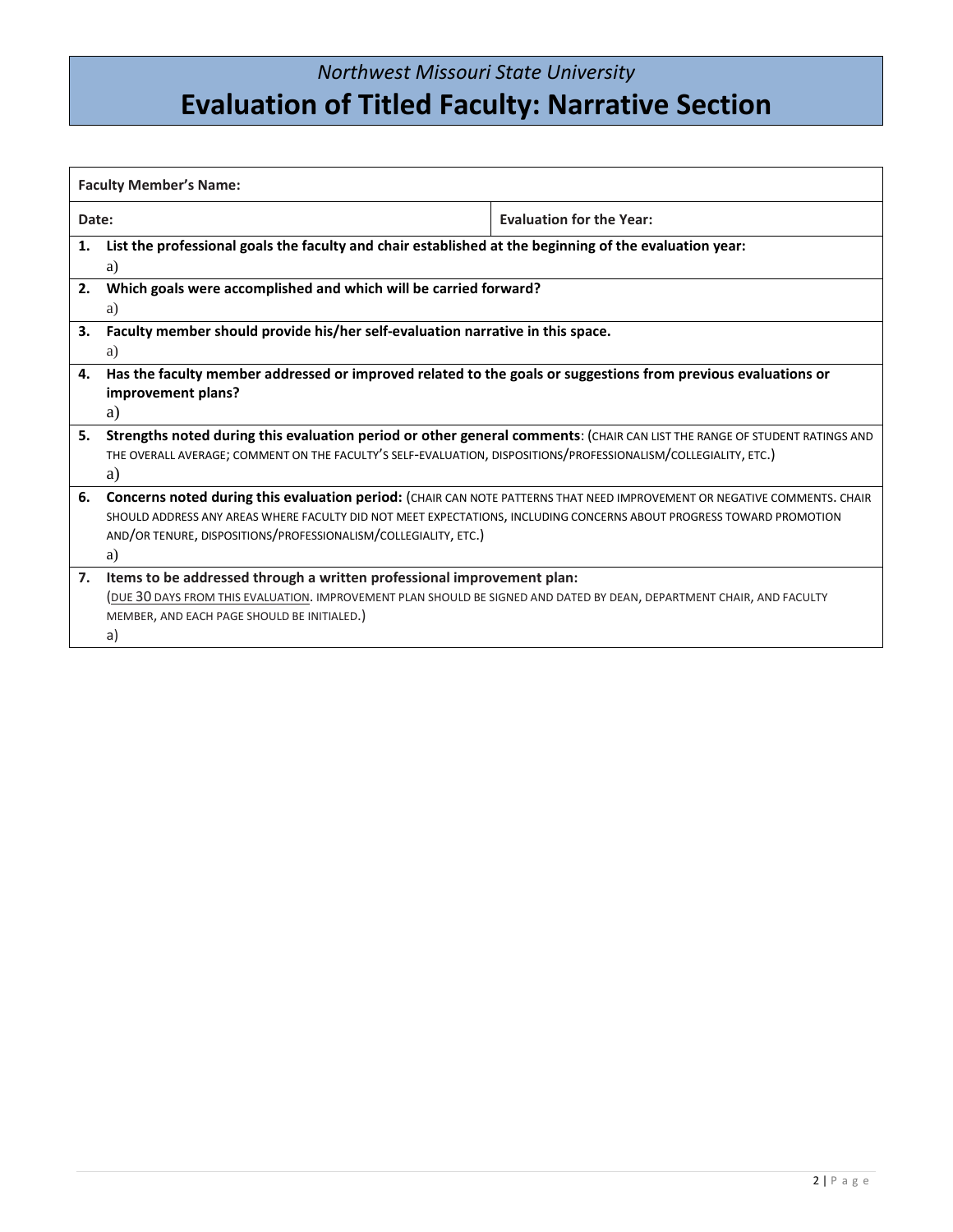*Northwest Missouri State University*

# Evaluation of Titled Faculty: Narrative Section

| | |
|---|---|
| **Faculty Member's Name:** | |
| **Date:** | **Evaluation for the Year:** |

1. **List the professional goals the faculty and chair established at the beginning of the evaluation year:**
   a)
2. **Which goals were accomplished and which will be carried forward?**
   a)
3. **Faculty member should provide his/her self-evaluation narrative in this space.**
   a)
4. **Has the faculty member addressed or improved related to the goals or suggestions from previous evaluations or improvement plans?**
   a)
5. **Strengths noted during this evaluation period or other general comments**: (CHAIR CAN LIST THE RANGE OF STUDENT RATINGS AND THE OVERALL AVERAGE; COMMENT ON THE FACULTY'S SELF-EVALUATION, DISPOSITIONS/PROFESSIONALISM/COLLEGIALITY, ETC.)
   a)
6. **Concerns noted during this evaluation period:** (CHAIR CAN NOTE PATTERNS THAT NEED IMPROVEMENT OR NEGATIVE COMMENTS. CHAIR SHOULD ADDRESS ANY AREAS WHERE FACULTY DID NOT MEET EXPECTATIONS, INCLUDING CONCERNS ABOUT PROGRESS TOWARD PROMOTION AND/OR TENURE, DISPOSITIONS/PROFESSIONALISM/COLLEGIALITY, ETC.)
   a)
7. **Items to be addressed through a written professional improvement plan:**
   (DUE 30 DAYS FROM THIS EVALUATION. IMPROVEMENT PLAN SHOULD BE SIGNED AND DATED BY DEAN, DEPARTMENT CHAIR, AND FACULTY MEMBER, AND EACH PAGE SHOULD BE INITIALED.)
   a)